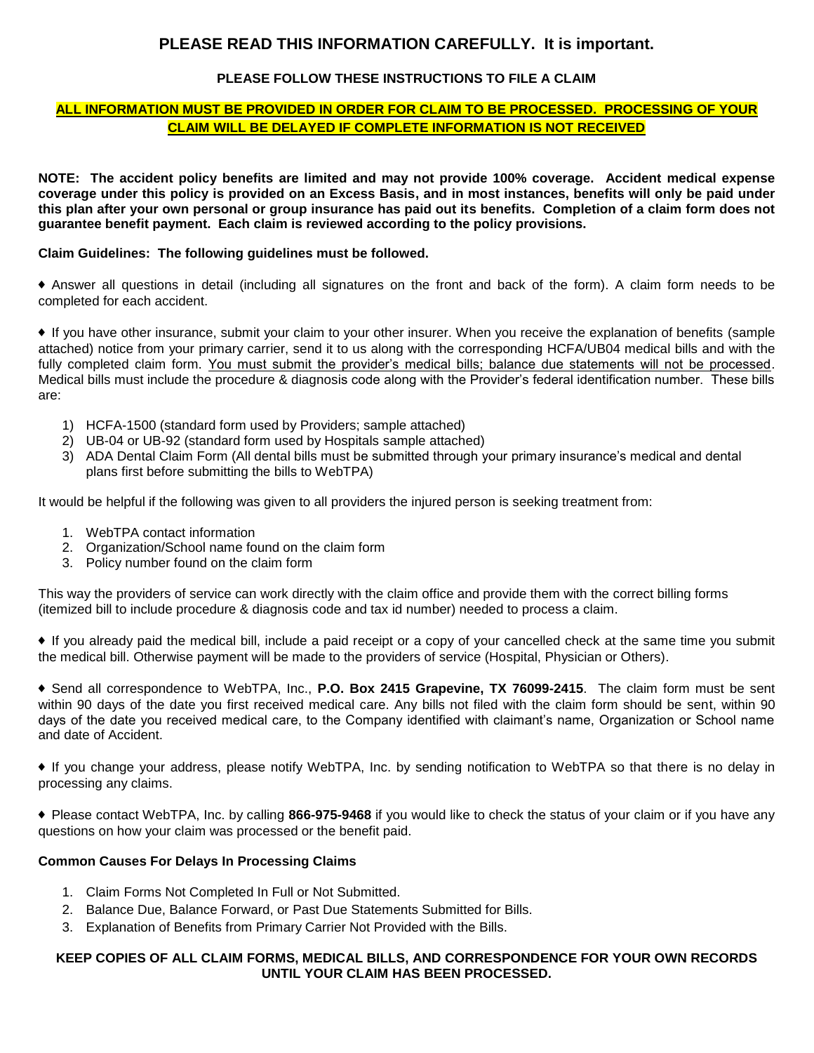# PLEASE READ THIS INFORMATION CAREFULLY. It is important.

### PLEASE FOLLOW THESE INSTRUCTIONS TO FILE A CLAIM

**ALL INFORMATION MUST BE PROVIDED IN ORDER FOR CLAIM TO BE PROCESSED. PROCESSING OF YOUR CLAIM WILL BE DELAYED IF COMPLETE INFORMATION IS NOT RECEIVED**

**NOTE: The accident policy benefits are limited and may not provide 100% coverage. Accident medical expense coverage under this policy is provided on an Excess Basis, and in most instances, benefits will only be paid under this plan after your own personal or group insurance has paid out its benefits. Completion of a claim form does not guarantee benefit payment. Each claim is reviewed according to the policy provisions.**

**Claim Guidelines: The following guidelines must be followed.**

♦ Answer all questions in detail (including all signatures on the front and back of the form). A claim form needs to be completed for each accident.

♦ If you have other insurance, submit your claim to your other insurer. When you receive the explanation of benefits (sample attached) notice from your primary carrier, send it to us along with the corresponding HCFA/UB04 medical bills and with the fully completed claim form. You must submit the provider's medical bills; balance due statements will not be processed. Medical bills must include the procedure & diagnosis code along with the Provider's federal identification number. These bills are:

1) HCFA-1500 (standard form used by Providers; sample attached)
2) UB-04 or UB-92 (standard form used by Hospitals sample attached)
3) ADA Dental Claim Form (All dental bills must be submitted through your primary insurance's medical and dental plans first before submitting the bills to WebTPA)

It would be helpful if the following was given to all providers the injured person is seeking treatment from:

1. WebTPA contact information
2. Organization/School name found on the claim form
3. Policy number found on the claim form

This way the providers of service can work directly with the claim office and provide them with the correct billing forms (itemized bill to include procedure & diagnosis code and tax id number) needed to process a claim.

♦ If you already paid the medical bill, include a paid receipt or a copy of your cancelled check at the same time you submit the medical bill. Otherwise payment will be made to the providers of service (Hospital, Physician or Others).

♦ Send all correspondence to WebTPA, Inc., **P.O. Box 2415 Grapevine, TX 76099-2415**. The claim form must be sent within 90 days of the date you first received medical care. Any bills not filed with the claim form should be sent, within 90 days of the date you received medical care, to the Company identified with claimant's name, Organization or School name and date of Accident.

♦ If you change your address, please notify WebTPA, Inc. by sending notification to WebTPA so that there is no delay in processing any claims.

♦ Please contact WebTPA, Inc. by calling **866-975-9468** if you would like to check the status of your claim or if you have any questions on how your claim was processed or the benefit paid.

**Common Causes For Delays In Processing Claims**

1. Claim Forms Not Completed In Full or Not Submitted.
2. Balance Due, Balance Forward, or Past Due Statements Submitted for Bills.
3. Explanation of Benefits from Primary Carrier Not Provided with the Bills.

**KEEP COPIES OF ALL CLAIM FORMS, MEDICAL BILLS, AND CORRESPONDENCE FOR YOUR OWN RECORDS UNTIL YOUR CLAIM HAS BEEN PROCESSED.**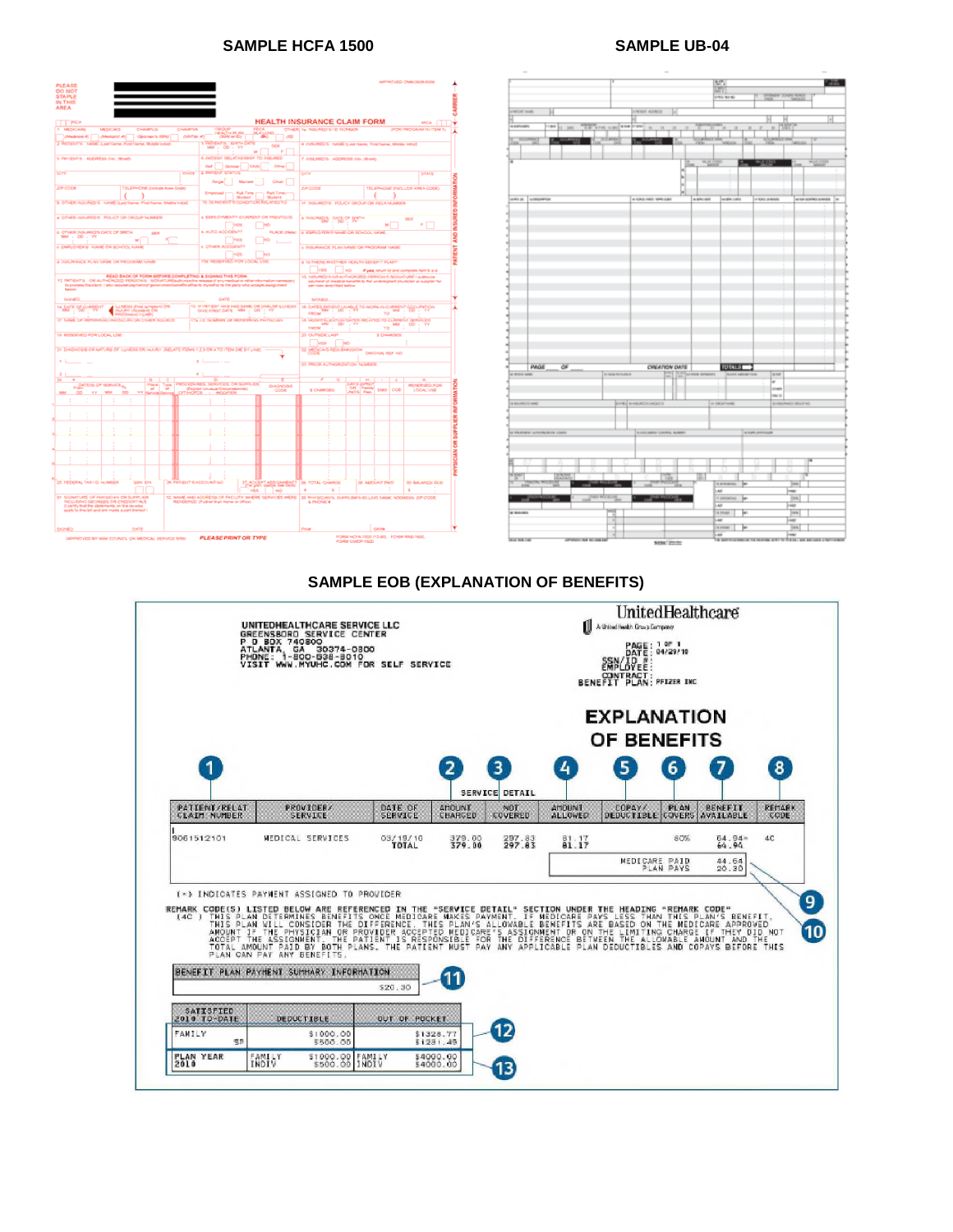## SAMPLE HCFA 1500

## SAMPLE UB-04

## SAMPLE EOB (EXPLANATION OF BENEFITS)

UNITEDHEALTHCARE SERVICE LLC
GREENSBORO SERVICE CENTER
P O BOX 740800
ATLANTA, GA 30374-0800
PHONE: 1-800-638-8010
VISIT WWW.MYUHC.COM FOR SELF SERVICE

UnitedHealthcare
A UnitedHealth Group Company

PAGE: 1 OF 1
DATE: 04/29/10
SSN/ID #:
EMPLOYEE:
CONTRACT:
BENEFIT PLAN: PFIZER INC

**EXPLANATION OF BENEFITS**

SERVICE DETAIL

| PATIENT/RELAT CLAIM NUMBER (1) | PROVIDER/ SERVICE | DATE OF SERVICE | AMOUNT CHARGED (2) | NOT COVERED (3) | AMOUNT ALLOWED (4) | COPAY/ DEDUCTIBLE (5) | PLAN COVERS (6) | BENEFIT AVAILABLE (7) | REMARK CODE (8) |
|---|---|---|---|---|---|---|---|---|---|
| 9061512101 | MEDICAL SERVICES | 03/19/10 | 379.00 | 297.83 | 81.17 | | 80% | 64.94* | 4C |
| | | TOTAL | 379.00 | 297.83 | 81.17 | | | 64.94 | |

MEDICARE PAID 44.64 (9)
PLAN PAYS 20.30 (10)

(*) INDICATES PAYMENT ASSIGNED TO PROVIDER

REMARK CODE(S) LISTED BELOW ARE REFERENCED IN THE "SERVICE DETAIL" SECTION UNDER THE HEADING "REMARK CODE"
(4C) THIS PLAN DETERMINES BENEFITS ONCE MEDICARE MAKES PAYMENT. IF MEDICARE PAYS LESS THAN THIS PLAN'S BENEFIT, THIS PLAN WILL CONSIDER THE DIFFERENCE. THIS PLAN'S ALLOWABLE BENEFITS ARE BASED ON THE MEDICARE APPROVED AMOUNT IF THE PHYSICIAN OR PROVIDER ACCEPTED MEDICARE'S ASSIGNMENT OR ON THE LIMITING CHARGE IF THEY DID NOT ACCEPT THE ASSIGNMENT. THE PATIENT IS RESPONSIBLE FOR THE DIFFERENCE BETWEEN THE ALLOWABLE AMOUNT AND THE TOTAL AMOUNT PAID BY BOTH PLANS. THE PATIENT MUST PAY ANY APPLICABLE PLAN DEDUCTIBLES AND COPAYS BEFORE THIS PLAN CAN PAY ANY BENEFITS.

| BENEFIT PLAN PAYMENT SUMMARY INFORMATION (11) |
|---|
| $20.30 |

| SATISFIED 2010 TO-DATE | | DEDUCTIBLE | | OUT OF POCKET |
|---|---|---|---|---|
| FAMILY | | $1000.00 | | $1328.77 (12) |
| | SP | $500.00 | | $1281.45 |
| PLAN YEAR 2010 | FAMILY | $1000.00 | FAMILY | $4000.00 (13) |
| | INDIV | $500.00 | INDIV | $4000.00 |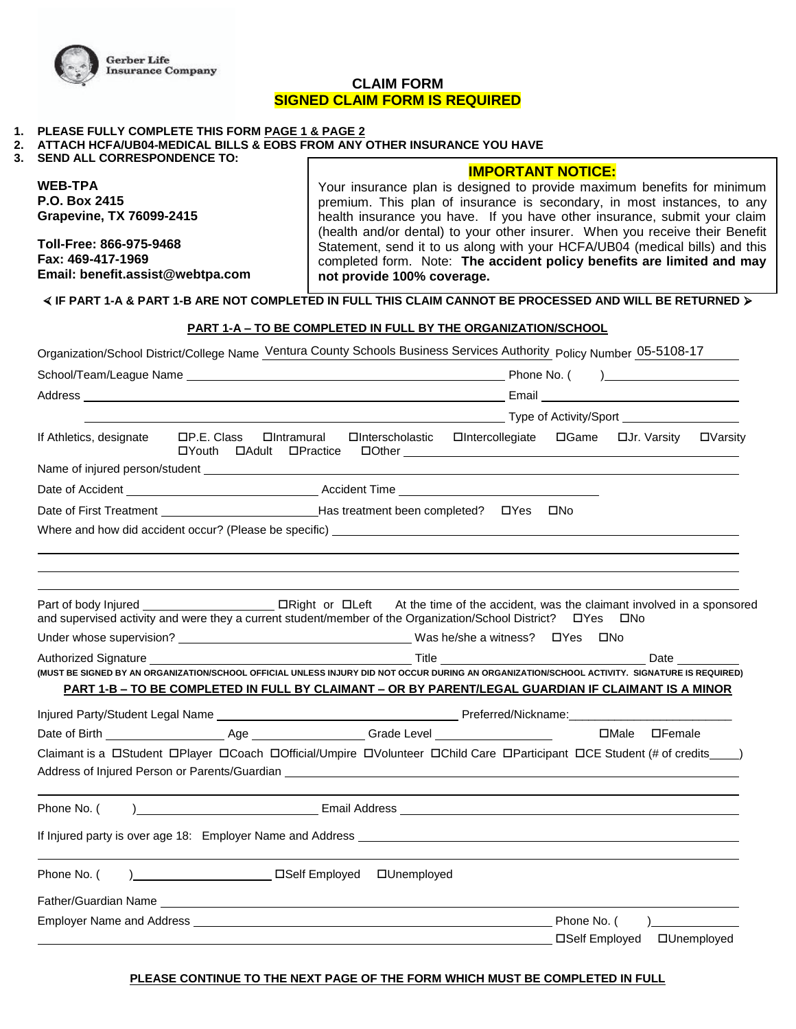Gerber Life Insurance Company

# CLAIM FORM

**SIGNED CLAIM FORM IS REQUIRED**

1. **PLEASE FULLY COMPLETE THIS FORM PAGE 1 & PAGE 2**
2. **ATTACH HCFA/UB04-MEDICAL BILLS & EOBS FROM ANY OTHER INSURANCE YOU HAVE**
3. **SEND ALL CORRESPONDENCE TO:**

**WEB-TPA**
**P.O. Box 2415**
**Grapevine, TX 76099-2415**

**Toll-Free: 866-975-9468**
**Fax: 469-417-1969**
**Email: benefit.assist@webtpa.com**

**IMPORTANT NOTICE:**

Your insurance plan is designed to provide maximum benefits for minimum premium. This plan of insurance is secondary, in most instances, to any health insurance you have. If you have other insurance, submit your claim (health and/or dental) to your other insurer. When you receive their Benefit Statement, send it to us along with your HCFA/UB04 (medical bills) and this completed form. Note: **The accident policy benefits are limited and may not provide 100% coverage.**

**⋞ IF PART 1-A & PART 1-B ARE NOT COMPLETED IN FULL THIS CLAIM CANNOT BE PROCESSED AND WILL BE RETURNED ⋟**

## PART 1-A – TO BE COMPLETED IN FULL BY THE ORGANIZATION/SCHOOL

Organization/School District/College Name Ventura County Schools Business Services Authority Policy Number 05-5108-17

School/Team/League Name ____________ Phone No. ( ) ____________

Address ____________ Email ____________

____________ Type of Activity/Sport ____________

If Athletics, designate ☐P.E. Class ☐Intramural ☐Interscholastic ☐Intercollegiate ☐Game ☐Jr. Varsity ☐Varsity ☐Youth ☐Adult ☐Practice ☐Other ____________

Name of injured person/student ____________

Date of Accident ____________ Accident Time ____________

Date of First Treatment ____________ Has treatment been completed? ☐Yes ☐No

Where and how did accident occur? (Please be specific) ____________

____________

____________

____________

Part of body Injured ____________ ☐Right or ☐Left At the time of the accident, was the claimant involved in a sponsored and supervised activity and were they a current student/member of the Organization/School District? ☐Yes ☐No

Under whose supervision? ____________ Was he/she a witness? ☐Yes ☐No

Authorized Signature ____________ Title ____________ Date ____________

**(MUST BE SIGNED BY AN ORGANIZATION/SCHOOL OFFICIAL UNLESS INJURY DID NOT OCCUR DURING AN ORGANIZATION/SCHOOL ACTIVITY. SIGNATURE IS REQUIRED)**

## PART 1-B – TO BE COMPLETED IN FULL BY CLAIMANT – OR BY PARENT/LEGAL GUARDIAN IF CLAIMANT IS A MINOR

Injured Party/Student Legal Name ____________ Preferred/Nickname: ____________

Date of Birth ____________ Age ____________ Grade Level ____________ ☐Male ☐Female

Claimant is a ☐Student ☐Player ☐Coach ☐Official/Umpire ☐Volunteer ☐Child Care ☐Participant ☐CE Student (# of credits____)

Address of Injured Person or Parents/Guardian ____________

____________

Phone No. ( ) ____________ Email Address ____________

If Injured party is over age 18: Employer Name and Address ____________

____________

Phone No. ( ) ____________ ☐Self Employed ☐Unemployed

Father/Guardian Name ____________

Employer Name and Address ____________ Phone No. ( ) ____________

____________ ☐Self Employed ☐Unemployed

**PLEASE CONTINUE TO THE NEXT PAGE OF THE FORM WHICH MUST BE COMPLETED IN FULL**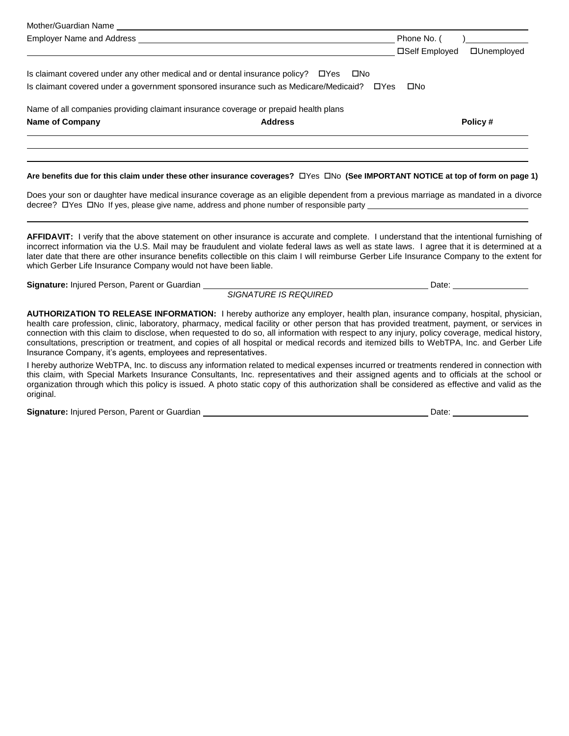Mother/Guardian Name ______________________________________________________________

Employer Name and Address ______________________________________________ Phone No. ( )____________

______________________________________________________________ ☐Self Employed ☐Unemployed

Is claimant covered under any other medical and or dental insurance policy? ☐Yes ☐No

Is claimant covered under a government sponsored insurance such as Medicare/Medicaid? ☐Yes ☐No

Name of all companies providing claimant insurance coverage or prepaid health plans

| Name of Company | Address | Policy # |
|---|---|---|
| | | |
| | | |
| | | |

**Are benefits due for this claim under these other insurance coverages?** ☐Yes ☐No **(See IMPORTANT NOTICE at top of form on page 1)**

Does your son or daughter have medical insurance coverage as an eligible dependent from a previous marriage as mandated in a divorce decree? ☐Yes ☐No If yes, please give name, address and phone number of responsible party ______________________________

______________________________________________________________

**AFFIDAVIT:** I verify that the above statement on other insurance is accurate and complete. I understand that the intentional furnishing of incorrect information via the U.S. Mail may be fraudulent and violate federal laws as well as state laws. I agree that it is determined at a later date that there are other insurance benefits collectible on this claim I will reimburse Gerber Life Insurance Company to the extent for which Gerber Life Insurance Company would not have been liable.

**Signature:** Injured Person, Parent or Guardian ______________________________ Date: ______________

*SIGNATURE IS REQUIRED*

**AUTHORIZATION TO RELEASE INFORMATION:** I hereby authorize any employer, health plan, insurance company, hospital, physician, health care profession, clinic, laboratory, pharmacy, medical facility or other person that has provided treatment, payment, or services in connection with this claim to disclose, when requested to do so, all information with respect to any injury, policy coverage, medical history, consultations, prescription or treatment, and copies of all hospital or medical records and itemized bills to WebTPA, Inc. and Gerber Life Insurance Company, it's agents, employees and representatives.

I hereby authorize WebTPA, Inc. to discuss any information related to medical expenses incurred or treatments rendered in connection with this claim, with Special Markets Insurance Consultants, Inc. representatives and their assigned agents and to officials at the school or organization through which this policy is issued. A photo static copy of this authorization shall be considered as effective and valid as the original.

**Signature:** Injured Person, Parent or Guardian ______________________________ Date: ______________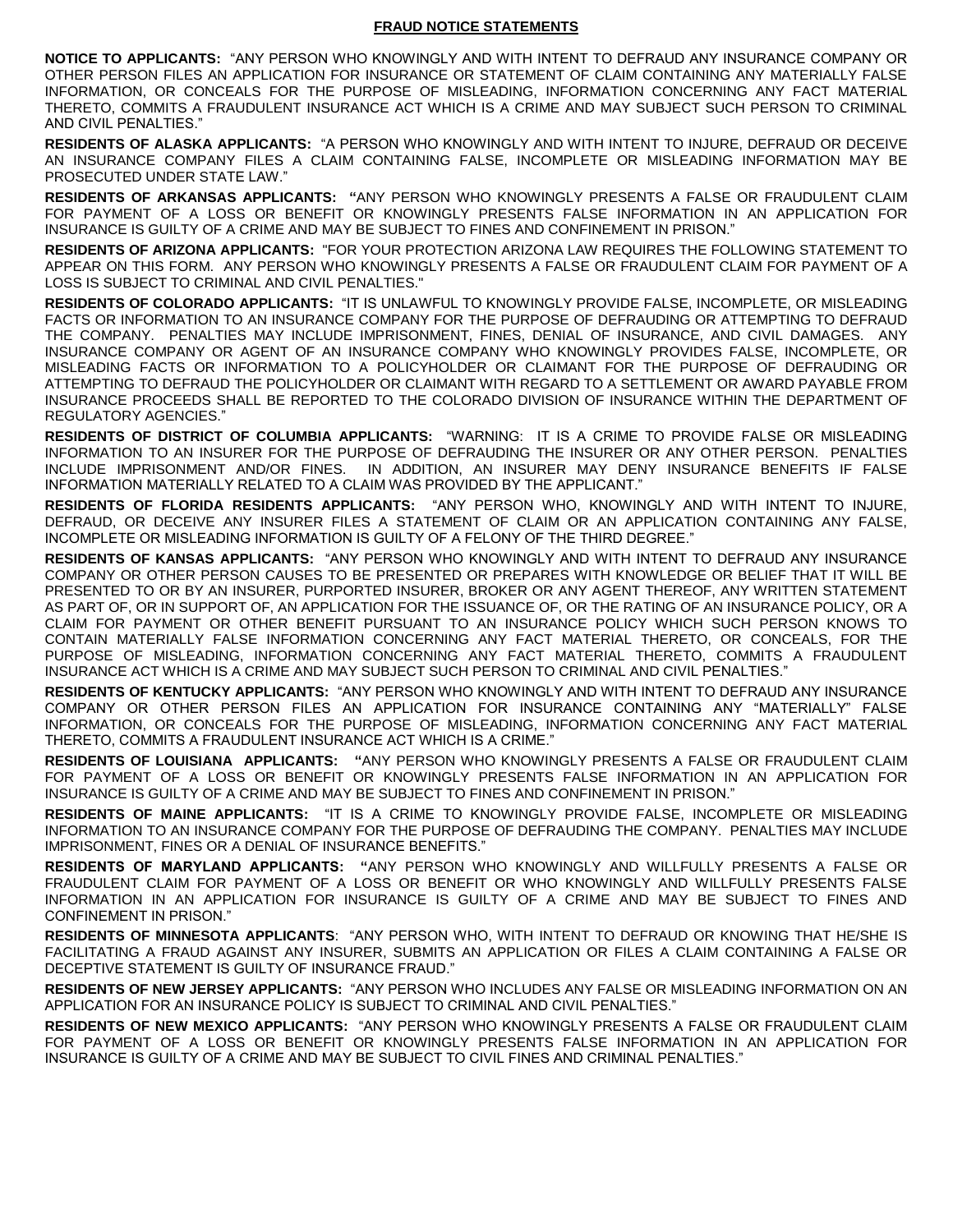## FRAUD NOTICE STATEMENTS

**NOTICE TO APPLICANTS:** "ANY PERSON WHO KNOWINGLY AND WITH INTENT TO DEFRAUD ANY INSURANCE COMPANY OR OTHER PERSON FILES AN APPLICATION FOR INSURANCE OR STATEMENT OF CLAIM CONTAINING ANY MATERIALLY FALSE INFORMATION, OR CONCEALS FOR THE PURPOSE OF MISLEADING, INFORMATION CONCERNING ANY FACT MATERIAL THERETO, COMMITS A FRAUDULENT INSURANCE ACT WHICH IS A CRIME AND MAY SUBJECT SUCH PERSON TO CRIMINAL AND CIVIL PENALTIES."

**RESIDENTS OF ALASKA APPLICANTS:** "A PERSON WHO KNOWINGLY AND WITH INTENT TO INJURE, DEFRAUD OR DECEIVE AN INSURANCE COMPANY FILES A CLAIM CONTAINING FALSE, INCOMPLETE OR MISLEADING INFORMATION MAY BE PROSECUTED UNDER STATE LAW."

**RESIDENTS OF ARKANSAS APPLICANTS: "**ANY PERSON WHO KNOWINGLY PRESENTS A FALSE OR FRAUDULENT CLAIM FOR PAYMENT OF A LOSS OR BENEFIT OR KNOWINGLY PRESENTS FALSE INFORMATION IN AN APPLICATION FOR INSURANCE IS GUILTY OF A CRIME AND MAY BE SUBJECT TO FINES AND CONFINEMENT IN PRISON."

**RESIDENTS OF ARIZONA APPLICANTS:** "FOR YOUR PROTECTION ARIZONA LAW REQUIRES THE FOLLOWING STATEMENT TO APPEAR ON THIS FORM. ANY PERSON WHO KNOWINGLY PRESENTS A FALSE OR FRAUDULENT CLAIM FOR PAYMENT OF A LOSS IS SUBJECT TO CRIMINAL AND CIVIL PENALTIES."

**RESIDENTS OF COLORADO APPLICANTS:** "IT IS UNLAWFUL TO KNOWINGLY PROVIDE FALSE, INCOMPLETE, OR MISLEADING FACTS OR INFORMATION TO AN INSURANCE COMPANY FOR THE PURPOSE OF DEFRAUDING OR ATTEMPTING TO DEFRAUD THE COMPANY. PENALTIES MAY INCLUDE IMPRISONMENT, FINES, DENIAL OF INSURANCE, AND CIVIL DAMAGES. ANY INSURANCE COMPANY OR AGENT OF AN INSURANCE COMPANY WHO KNOWINGLY PROVIDES FALSE, INCOMPLETE, OR MISLEADING FACTS OR INFORMATION TO A POLICYHOLDER OR CLAIMANT FOR THE PURPOSE OF DEFRAUDING OR ATTEMPTING TO DEFRAUD THE POLICYHOLDER OR CLAIMANT WITH REGARD TO A SETTLEMENT OR AWARD PAYABLE FROM INSURANCE PROCEEDS SHALL BE REPORTED TO THE COLORADO DIVISION OF INSURANCE WITHIN THE DEPARTMENT OF REGULATORY AGENCIES."

**RESIDENTS OF DISTRICT OF COLUMBIA APPLICANTS:** "WARNING: IT IS A CRIME TO PROVIDE FALSE OR MISLEADING INFORMATION TO AN INSURER FOR THE PURPOSE OF DEFRAUDING THE INSURER OR ANY OTHER PERSON. PENALTIES INCLUDE IMPRISONMENT AND/OR FINES. IN ADDITION, AN INSURER MAY DENY INSURANCE BENEFITS IF FALSE INFORMATION MATERIALLY RELATED TO A CLAIM WAS PROVIDED BY THE APPLICANT."

**RESIDENTS OF FLORIDA RESIDENTS APPLICANTS:** "ANY PERSON WHO, KNOWINGLY AND WITH INTENT TO INJURE, DEFRAUD, OR DECEIVE ANY INSURER FILES A STATEMENT OF CLAIM OR AN APPLICATION CONTAINING ANY FALSE, INCOMPLETE OR MISLEADING INFORMATION IS GUILTY OF A FELONY OF THE THIRD DEGREE."

**RESIDENTS OF KANSAS APPLICANTS:** "ANY PERSON WHO KNOWINGLY AND WITH INTENT TO DEFRAUD ANY INSURANCE COMPANY OR OTHER PERSON CAUSES TO BE PRESENTED OR PREPARES WITH KNOWLEDGE OR BELIEF THAT IT WILL BE PRESENTED TO OR BY AN INSURER, PURPORTED INSURER, BROKER OR ANY AGENT THEREOF, ANY WRITTEN STATEMENT AS PART OF, OR IN SUPPORT OF, AN APPLICATION FOR THE ISSUANCE OF, OR THE RATING OF AN INSURANCE POLICY, OR A CLAIM FOR PAYMENT OR OTHER BENEFIT PURSUANT TO AN INSURANCE POLICY WHICH SUCH PERSON KNOWS TO CONTAIN MATERIALLY FALSE INFORMATION CONCERNING ANY FACT MATERIAL THERETO, OR CONCEALS, FOR THE PURPOSE OF MISLEADING, INFORMATION CONCERNING ANY FACT MATERIAL THERETO, COMMITS A FRAUDULENT INSURANCE ACT WHICH IS A CRIME AND MAY SUBJECT SUCH PERSON TO CRIMINAL AND CIVIL PENALTIES."

**RESIDENTS OF KENTUCKY APPLICANTS:** "ANY PERSON WHO KNOWINGLY AND WITH INTENT TO DEFRAUD ANY INSURANCE COMPANY OR OTHER PERSON FILES AN APPLICATION FOR INSURANCE CONTAINING ANY "MATERIALLY" FALSE INFORMATION, OR CONCEALS FOR THE PURPOSE OF MISLEADING, INFORMATION CONCERNING ANY FACT MATERIAL THERETO, COMMITS A FRAUDULENT INSURANCE ACT WHICH IS A CRIME."

**RESIDENTS OF LOUISIANA APPLICANTS: "**ANY PERSON WHO KNOWINGLY PRESENTS A FALSE OR FRAUDULENT CLAIM FOR PAYMENT OF A LOSS OR BENEFIT OR KNOWINGLY PRESENTS FALSE INFORMATION IN AN APPLICATION FOR INSURANCE IS GUILTY OF A CRIME AND MAY BE SUBJECT TO FINES AND CONFINEMENT IN PRISON."

**RESIDENTS OF MAINE APPLICANTS:** "IT IS A CRIME TO KNOWINGLY PROVIDE FALSE, INCOMPLETE OR MISLEADING INFORMATION TO AN INSURANCE COMPANY FOR THE PURPOSE OF DEFRAUDING THE COMPANY. PENALTIES MAY INCLUDE IMPRISONMENT, FINES OR A DENIAL OF INSURANCE BENEFITS."

**RESIDENTS OF MARYLAND APPLICANTS: "**ANY PERSON WHO KNOWINGLY AND WILLFULLY PRESENTS A FALSE OR FRAUDULENT CLAIM FOR PAYMENT OF A LOSS OR BENEFIT OR WHO KNOWINGLY AND WILLFULLY PRESENTS FALSE INFORMATION IN AN APPLICATION FOR INSURANCE IS GUILTY OF A CRIME AND MAY BE SUBJECT TO FINES AND CONFINEMENT IN PRISON."

**RESIDENTS OF MINNESOTA APPLICANTS**: "ANY PERSON WHO, WITH INTENT TO DEFRAUD OR KNOWING THAT HE/SHE IS FACILITATING A FRAUD AGAINST ANY INSURER, SUBMITS AN APPLICATION OR FILES A CLAIM CONTAINING A FALSE OR DECEPTIVE STATEMENT IS GUILTY OF INSURANCE FRAUD."

**RESIDENTS OF NEW JERSEY APPLICANTS:** "ANY PERSON WHO INCLUDES ANY FALSE OR MISLEADING INFORMATION ON AN APPLICATION FOR AN INSURANCE POLICY IS SUBJECT TO CRIMINAL AND CIVIL PENALTIES."

**RESIDENTS OF NEW MEXICO APPLICANTS:** "ANY PERSON WHO KNOWINGLY PRESENTS A FALSE OR FRAUDULENT CLAIM FOR PAYMENT OF A LOSS OR BENEFIT OR KNOWINGLY PRESENTS FALSE INFORMATION IN AN APPLICATION FOR INSURANCE IS GUILTY OF A CRIME AND MAY BE SUBJECT TO CIVIL FINES AND CRIMINAL PENALTIES."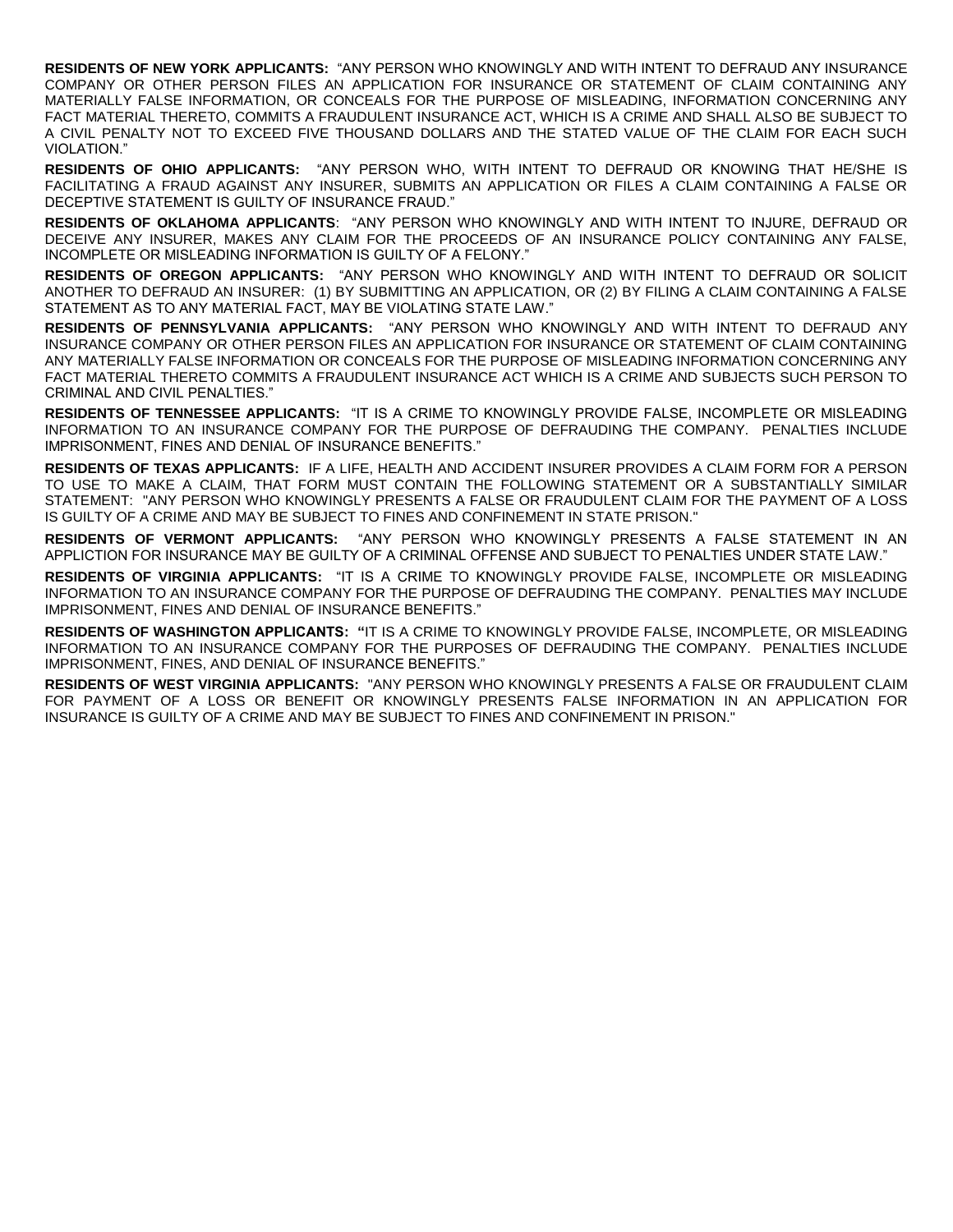**RESIDENTS OF NEW YORK APPLICANTS:** "ANY PERSON WHO KNOWINGLY AND WITH INTENT TO DEFRAUD ANY INSURANCE COMPANY OR OTHER PERSON FILES AN APPLICATION FOR INSURANCE OR STATEMENT OF CLAIM CONTAINING ANY MATERIALLY FALSE INFORMATION, OR CONCEALS FOR THE PURPOSE OF MISLEADING, INFORMATION CONCERNING ANY FACT MATERIAL THERETO, COMMITS A FRAUDULENT INSURANCE ACT, WHICH IS A CRIME AND SHALL ALSO BE SUBJECT TO A CIVIL PENALTY NOT TO EXCEED FIVE THOUSAND DOLLARS AND THE STATED VALUE OF THE CLAIM FOR EACH SUCH VIOLATION."

**RESIDENTS OF OHIO APPLICANTS:** "ANY PERSON WHO, WITH INTENT TO DEFRAUD OR KNOWING THAT HE/SHE IS FACILITATING A FRAUD AGAINST ANY INSURER, SUBMITS AN APPLICATION OR FILES A CLAIM CONTAINING A FALSE OR DECEPTIVE STATEMENT IS GUILTY OF INSURANCE FRAUD."

**RESIDENTS OF OKLAHOMA APPLICANTS**: "ANY PERSON WHO KNOWINGLY AND WITH INTENT TO INJURE, DEFRAUD OR DECEIVE ANY INSURER, MAKES ANY CLAIM FOR THE PROCEEDS OF AN INSURANCE POLICY CONTAINING ANY FALSE, INCOMPLETE OR MISLEADING INFORMATION IS GUILTY OF A FELONY."

**RESIDENTS OF OREGON APPLICANTS:** "ANY PERSON WHO KNOWINGLY AND WITH INTENT TO DEFRAUD OR SOLICIT ANOTHER TO DEFRAUD AN INSURER: (1) BY SUBMITTING AN APPLICATION, OR (2) BY FILING A CLAIM CONTAINING A FALSE STATEMENT AS TO ANY MATERIAL FACT, MAY BE VIOLATING STATE LAW."

**RESIDENTS OF PENNSYLVANIA APPLICANTS:** "ANY PERSON WHO KNOWINGLY AND WITH INTENT TO DEFRAUD ANY INSURANCE COMPANY OR OTHER PERSON FILES AN APPLICATION FOR INSURANCE OR STATEMENT OF CLAIM CONTAINING ANY MATERIALLY FALSE INFORMATION OR CONCEALS FOR THE PURPOSE OF MISLEADING INFORMATION CONCERNING ANY FACT MATERIAL THERETO COMMITS A FRAUDULENT INSURANCE ACT WHICH IS A CRIME AND SUBJECTS SUCH PERSON TO CRIMINAL AND CIVIL PENALTIES."

**RESIDENTS OF TENNESSEE APPLICANTS:** "IT IS A CRIME TO KNOWINGLY PROVIDE FALSE, INCOMPLETE OR MISLEADING INFORMATION TO AN INSURANCE COMPANY FOR THE PURPOSE OF DEFRAUDING THE COMPANY. PENALTIES INCLUDE IMPRISONMENT, FINES AND DENIAL OF INSURANCE BENEFITS."

**RESIDENTS OF TEXAS APPLICANTS:** IF A LIFE, HEALTH AND ACCIDENT INSURER PROVIDES A CLAIM FORM FOR A PERSON TO USE TO MAKE A CLAIM, THAT FORM MUST CONTAIN THE FOLLOWING STATEMENT OR A SUBSTANTIALLY SIMILAR STATEMENT: "ANY PERSON WHO KNOWINGLY PRESENTS A FALSE OR FRAUDULENT CLAIM FOR THE PAYMENT OF A LOSS IS GUILTY OF A CRIME AND MAY BE SUBJECT TO FINES AND CONFINEMENT IN STATE PRISON."

**RESIDENTS OF VERMONT APPLICANTS:** "ANY PERSON WHO KNOWINGLY PRESENTS A FALSE STATEMENT IN AN APPLICTION FOR INSURANCE MAY BE GUILTY OF A CRIMINAL OFFENSE AND SUBJECT TO PENALTIES UNDER STATE LAW."

**RESIDENTS OF VIRGINIA APPLICANTS:** "IT IS A CRIME TO KNOWINGLY PROVIDE FALSE, INCOMPLETE OR MISLEADING INFORMATION TO AN INSURANCE COMPANY FOR THE PURPOSE OF DEFRAUDING THE COMPANY. PENALTIES MAY INCLUDE IMPRISONMENT, FINES AND DENIAL OF INSURANCE BENEFITS."

**RESIDENTS OF WASHINGTON APPLICANTS: "**IT IS A CRIME TO KNOWINGLY PROVIDE FALSE, INCOMPLETE, OR MISLEADING INFORMATION TO AN INSURANCE COMPANY FOR THE PURPOSES OF DEFRAUDING THE COMPANY. PENALTIES INCLUDE IMPRISONMENT, FINES, AND DENIAL OF INSURANCE BENEFITS."

**RESIDENTS OF WEST VIRGINIA APPLICANTS:** "ANY PERSON WHO KNOWINGLY PRESENTS A FALSE OR FRAUDULENT CLAIM FOR PAYMENT OF A LOSS OR BENEFIT OR KNOWINGLY PRESENTS FALSE INFORMATION IN AN APPLICATION FOR INSURANCE IS GUILTY OF A CRIME AND MAY BE SUBJECT TO FINES AND CONFINEMENT IN PRISON."